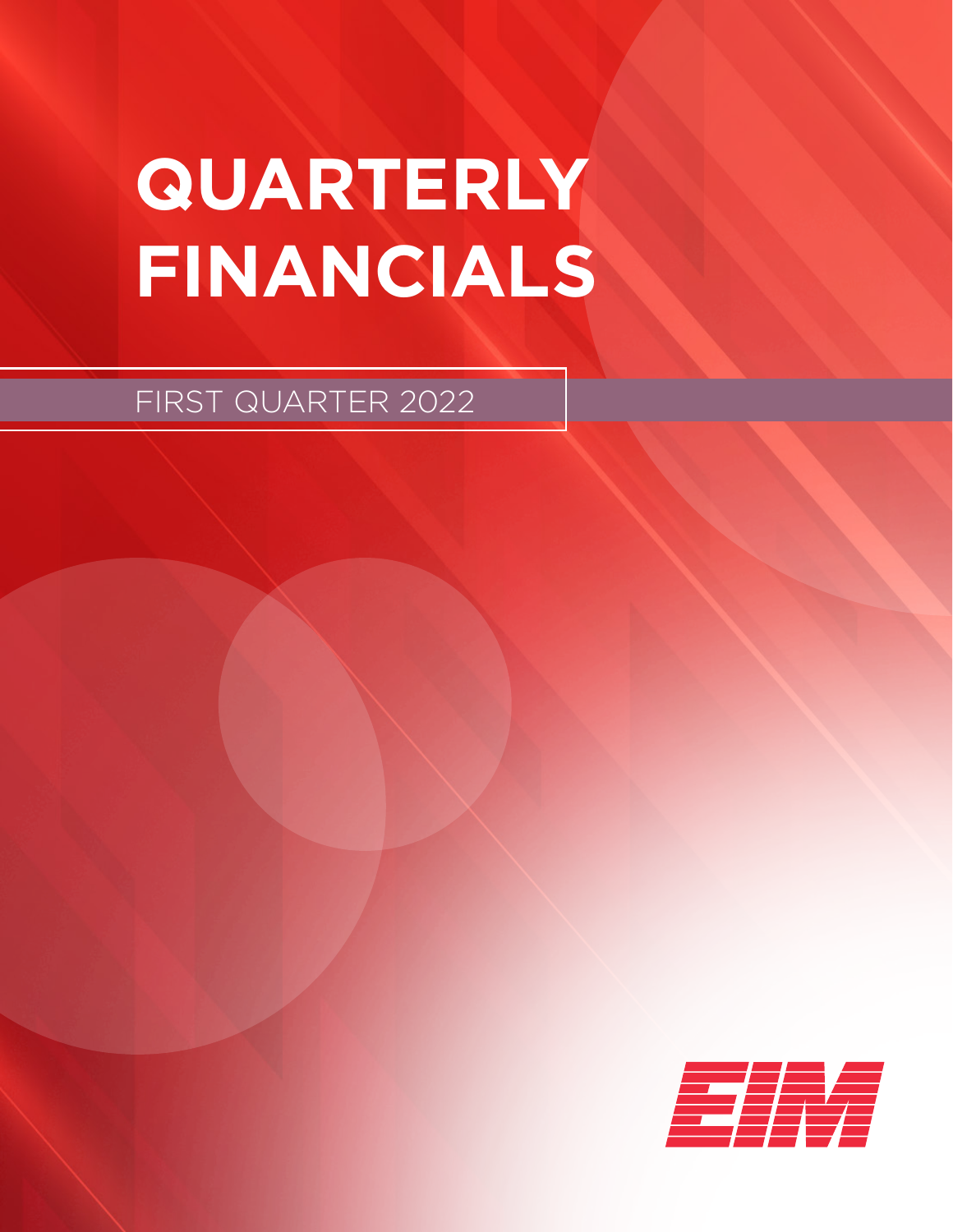# QUARTERLY FINANCIALS

FIRST QUARTER 2022

EIM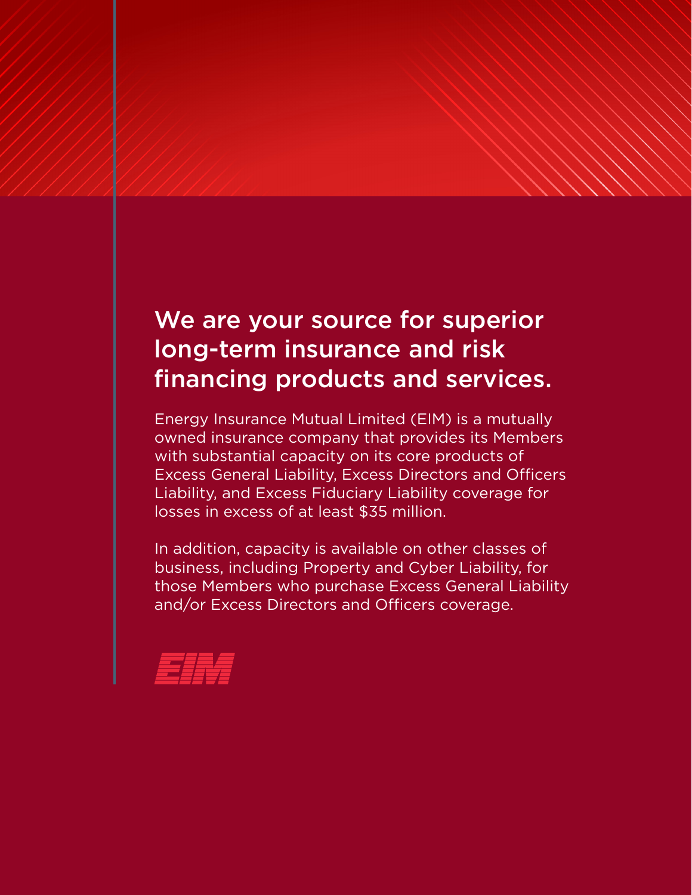## We are your source for superior long-term insurance and risk financing products and services.

Energy Insurance Mutual Limited (EIM) is a mutually owned insurance company that provides its Members with substantial capacity on its core products of Excess General Liability, Excess Directors and Officers Liability, and Excess Fiduciary Liability coverage for losses in excess of at least $35 million.

In addition, capacity is available on other classes of business, including Property and Cyber Liability, for those Members who purchase Excess General Liability and/or Excess Directors and Officers coverage.

EIM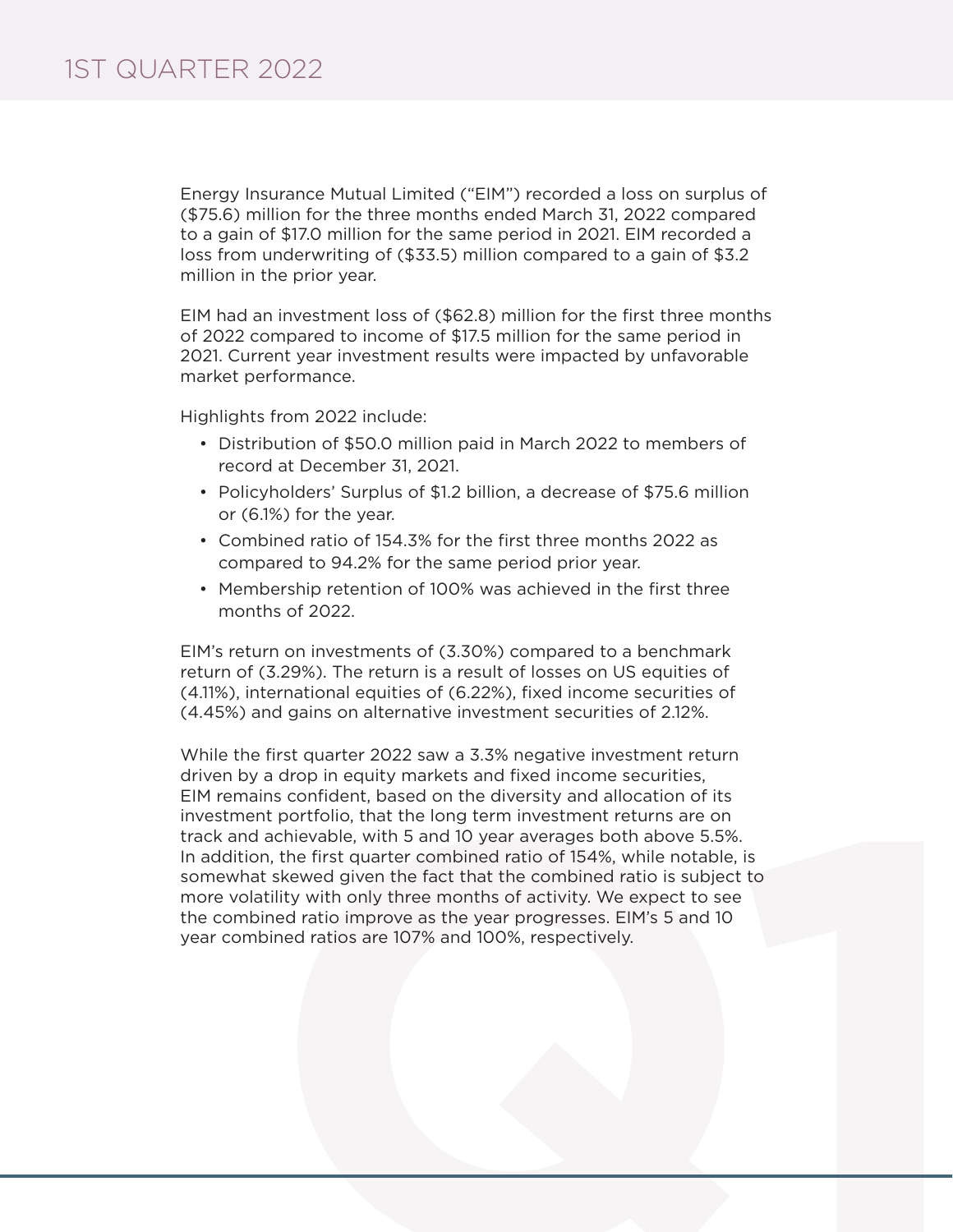# 1ST QUARTER 2022

Energy Insurance Mutual Limited ("EIM") recorded a loss on surplus of ($75.6) million for the three months ended March 31, 2022 compared to a gain of $17.0 million for the same period in 2021. EIM recorded a loss from underwriting of ($33.5) million compared to a gain of $3.2 million in the prior year.

EIM had an investment loss of ($62.8) million for the first three months of 2022 compared to income of $17.5 million for the same period in 2021. Current year investment results were impacted by unfavorable market performance.

Highlights from 2022 include:

- Distribution of $50.0 million paid in March 2022 to members of record at December 31, 2021.
- Policyholders' Surplus of $1.2 billion, a decrease of $75.6 million or (6.1%) for the year.
- Combined ratio of 154.3% for the first three months 2022 as compared to 94.2% for the same period prior year.
- Membership retention of 100% was achieved in the first three months of 2022.

EIM's return on investments of (3.30%) compared to a benchmark return of (3.29%). The return is a result of losses on US equities of (4.11%), international equities of (6.22%), fixed income securities of (4.45%) and gains on alternative investment securities of 2.12%.

While the first quarter 2022 saw a 3.3% negative investment return driven by a drop in equity markets and fixed income securities, EIM remains confident, based on the diversity and allocation of its investment portfolio, that the long term investment returns are on track and achievable, with 5 and 10 year averages both above 5.5%. In addition, the first quarter combined ratio of 154%, while notable, is somewhat skewed given the fact that the combined ratio is subject to more volatility with only three months of activity. We expect to see the combined ratio improve as the year progresses. EIM's 5 and 10 year combined ratios are 107% and 100%, respectively.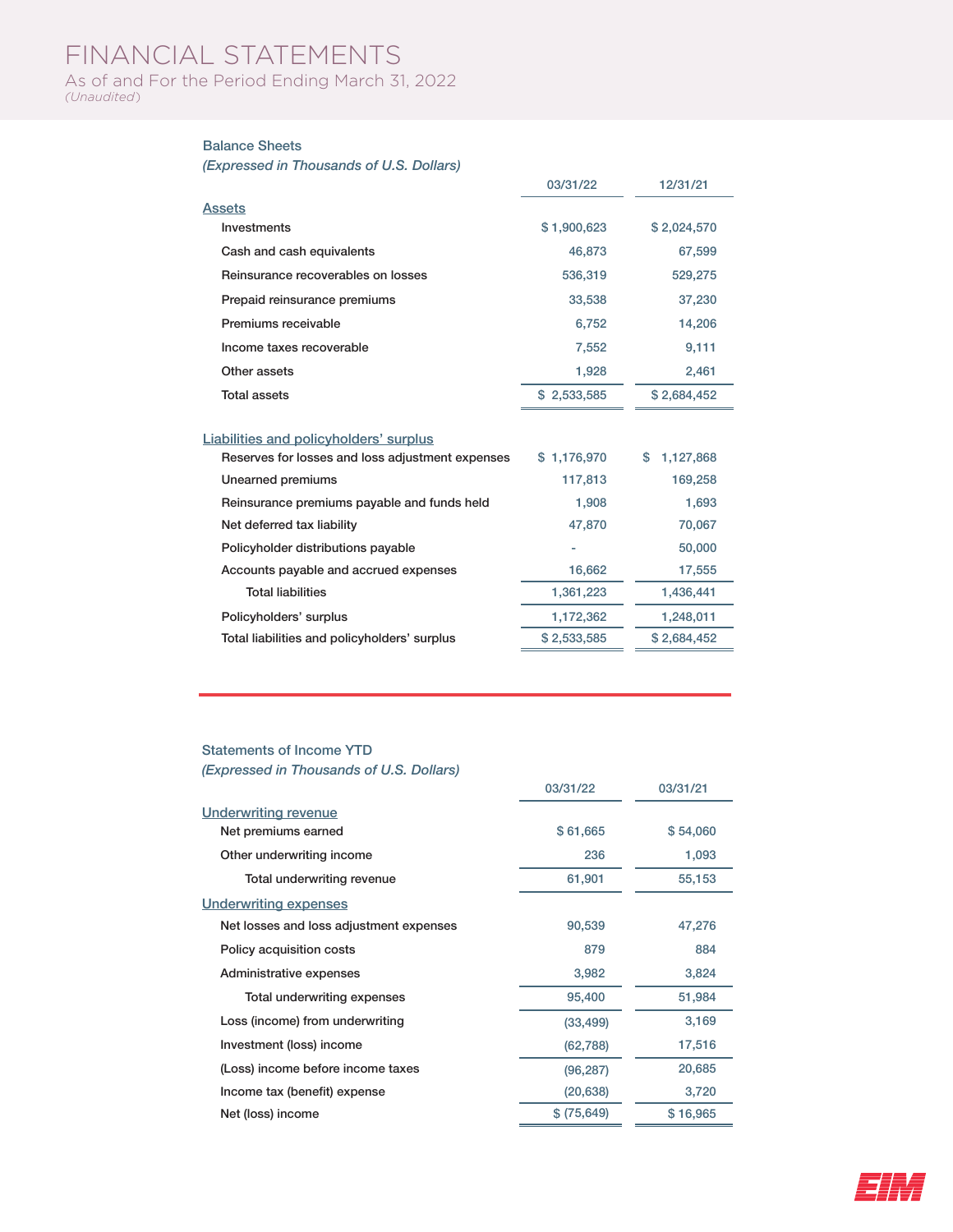# FINANCIAL STATEMENTS

As of and For the Period Ending March 31, 2022

*(Unaudited)*

## Balance Sheets

*(Expressed in Thousands of U.S. Dollars)*

| | 03/31/22 | 12/31/21 |
|---|---|---|
| **Assets** | | |
| Investments | $ 1,900,623 | $ 2,024,570 |
| Cash and cash equivalents | 46,873 | 67,599 |
| Reinsurance recoverables on losses | 536,319 | 529,275 |
| Prepaid reinsurance premiums | 33,538 | 37,230 |
| Premiums receivable | 6,752 | 14,206 |
| Income taxes recoverable | 7,552 | 9,111 |
| Other assets | 1,928 | 2,461 |
| Total assets | $ 2,533,585 | $ 2,684,452 |
| **Liabilities and policyholders' surplus** | | |
| Reserves for losses and loss adjustment expenses | $ 1,176,970 | $ 1,127,868 |
| Unearned premiums | 117,813 | 169,258 |
| Reinsurance premiums payable and funds held | 1,908 | 1,693 |
| Net deferred tax liability | 47,870 | 70,067 |
| Policyholder distributions payable | - | 50,000 |
| Accounts payable and accrued expenses | 16,662 | 17,555 |
| Total liabilities | 1,361,223 | 1,436,441 |
| Policyholders' surplus | 1,172,362 | 1,248,011 |
| Total liabilities and policyholders' surplus | $ 2,533,585 | $ 2,684,452 |

## Statements of Income YTD

*(Expressed in Thousands of U.S. Dollars)*

| | 03/31/22 | 03/31/21 |
|---|---|---|
| **Underwriting revenue** | | |
| Net premiums earned | $ 61,665 | $ 54,060 |
| Other underwriting income | 236 | 1,093 |
| Total underwriting revenue | 61,901 | 55,153 |
| **Underwriting expenses** | | |
| Net losses and loss adjustment expenses | 90,539 | 47,276 |
| Policy acquisition costs | 879 | 884 |
| Administrative expenses | 3,982 | 3,824 |
| Total underwriting expenses | 95,400 | 51,984 |
| Loss (income) from underwriting | (33,499) | 3,169 |
| Investment (loss) income | (62,788) | 17,516 |
| (Loss) income before income taxes | (96,287) | 20,685 |
| Income tax (benefit) expense | (20,638) | 3,720 |
| Net (loss) income | $ (75,649) | $ 16,965 |

EIM